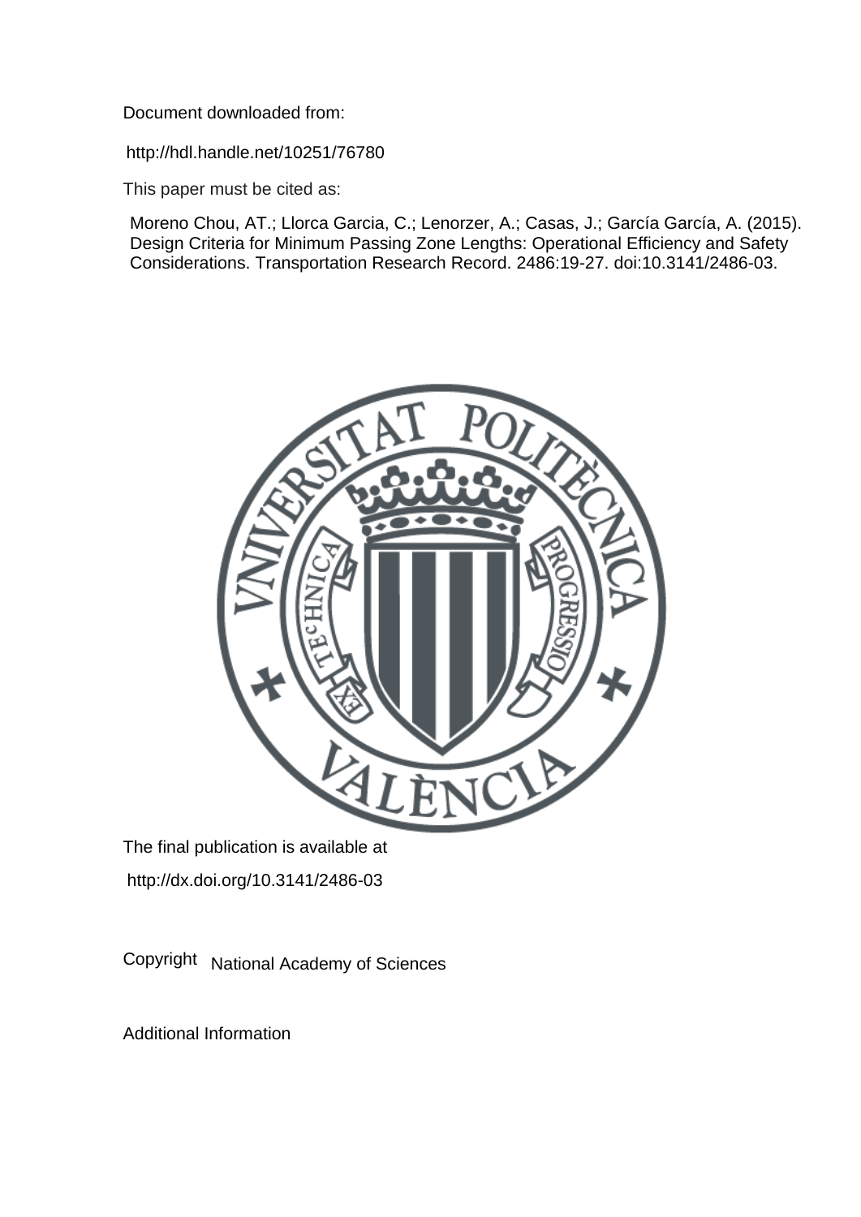Document downloaded from:

http://hdl.handle.net/10251/76780

This paper must be cited as:

Moreno Chou, AT.; Llorca Garcia, C.; Lenorzer, A.; Casas, J.; García García, A. (2015). Design Criteria for Minimum Passing Zone Lengths: Operational Efficiency and Safety Considerations. Transportation Research Record. 2486:19-27. doi:10.3141/2486-03.

The final publication is available at

http://dx.doi.org/10.3141/2486-03

Copyright National Academy of Sciences

Additional Information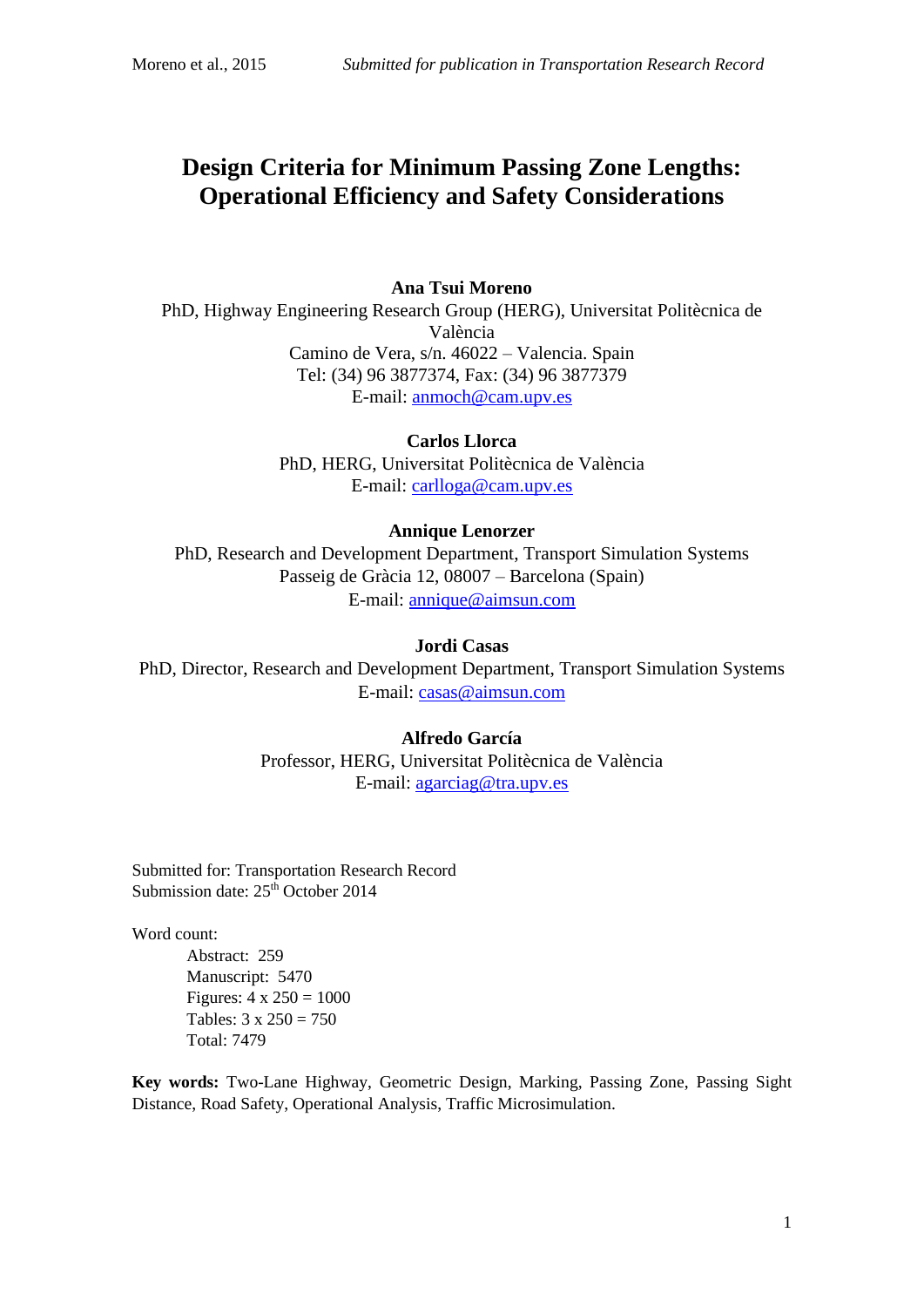# Design Criteria for Minimum Passing Zone Lengths: Operational Efficiency and Safety Considerations

**Ana Tsui Moreno**
PhD, Highway Engineering Research Group (HERG), Universitat Politècnica de València
Camino de Vera, s/n. 46022 – Valencia. Spain
Tel: (34) 96 3877374, Fax: (34) 96 3877379
E-mail: anmoch@cam.upv.es

**Carlos Llorca**
PhD, HERG, Universitat Politècnica de València
E-mail: carlloga@cam.upv.es

**Annique Lenorzer**
PhD, Research and Development Department, Transport Simulation Systems
Passeig de Gràcia 12, 08007 – Barcelona (Spain)
E-mail: annique@aimsun.com

**Jordi Casas**
PhD, Director, Research and Development Department, Transport Simulation Systems
E-mail: casas@aimsun.com

**Alfredo García**
Professor, HERG, Universitat Politècnica de València
E-mail: agarciag@tra.upv.es

Submitted for: Transportation Research Record
Submission date: 25th October 2014

Word count:
- Abstract: 259
- Manuscript: 5470
- Figures: 4 x 250 = 1000
- Tables: 3 x 250 = 750
- Total: 7479

**Key words:** Two-Lane Highway, Geometric Design, Marking, Passing Zone, Passing Sight Distance, Road Safety, Operational Analysis, Traffic Microsimulation.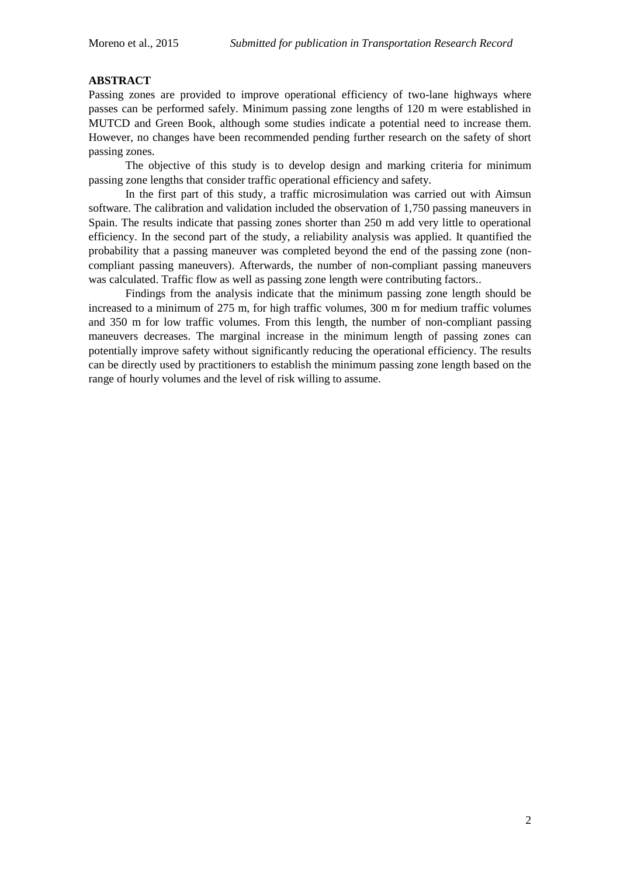**ABSTRACT**

Passing zones are provided to improve operational efficiency of two-lane highways where passes can be performed safely. Minimum passing zone lengths of 120 m were established in MUTCD and Green Book, although some studies indicate a potential need to increase them. However, no changes have been recommended pending further research on the safety of short passing zones.

The objective of this study is to develop design and marking criteria for minimum passing zone lengths that consider traffic operational efficiency and safety.

In the first part of this study, a traffic microsimulation was carried out with Aimsun software. The calibration and validation included the observation of 1,750 passing maneuvers in Spain. The results indicate that passing zones shorter than 250 m add very little to operational efficiency. In the second part of the study, a reliability analysis was applied. It quantified the probability that a passing maneuver was completed beyond the end of the passing zone (non-compliant passing maneuvers). Afterwards, the number of non-compliant passing maneuvers was calculated. Traffic flow as well as passing zone length were contributing factors..

Findings from the analysis indicate that the minimum passing zone length should be increased to a minimum of 275 m, for high traffic volumes, 300 m for medium traffic volumes and 350 m for low traffic volumes. From this length, the number of non-compliant passing maneuvers decreases. The marginal increase in the minimum length of passing zones can potentially improve safety without significantly reducing the operational efficiency. The results can be directly used by practitioners to establish the minimum passing zone length based on the range of hourly volumes and the level of risk willing to assume.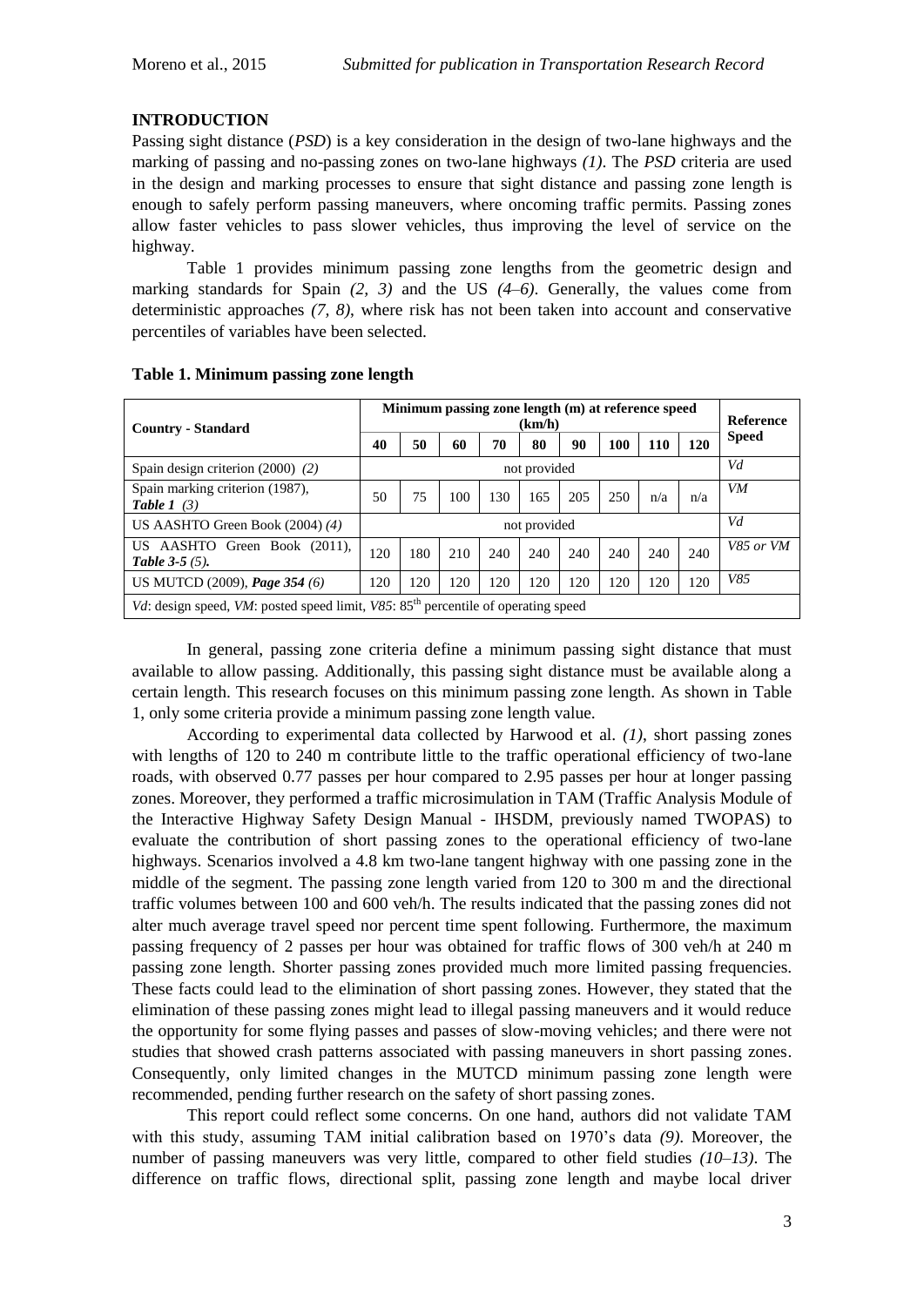## INTRODUCTION

Passing sight distance (*PSD*) is a key consideration in the design of two-lane highways and the marking of passing and no-passing zones on two-lane highways *(1)*. The *PSD* criteria are used in the design and marking processes to ensure that sight distance and passing zone length is enough to safely perform passing maneuvers, where oncoming traffic permits. Passing zones allow faster vehicles to pass slower vehicles, thus improving the level of service on the highway.

Table 1 provides minimum passing zone lengths from the geometric design and marking standards for Spain *(2, 3)* and the US *(4–6)*. Generally, the values come from deterministic approaches *(7, 8)*, where risk has not been taken into account and conservative percentiles of variables have been selected.

**Table 1. Minimum passing zone length**

| Country - Standard | Minimum passing zone length (m) at reference speed (km/h) | | | | | | | | | Reference Speed |
|---|---|---|---|---|---|---|---|---|---|---|
| | 40 | 50 | 60 | 70 | 80 | 90 | 100 | 110 | 120 | |
| Spain design criterion (2000) *(2)* | not provided | | | | | | | | | *Vd* |
| Spain marking criterion (1987), ***Table 1*** *(3)* | 50 | 75 | 100 | 130 | 165 | 205 | 250 | n/a | n/a | *VM* |
| US AASHTO Green Book (2004) *(4)* | not provided | | | | | | | | | *Vd* |
| US AASHTO Green Book (2011), ***Table 3-5*** *(5)*. | 120 | 180 | 210 | 240 | 240 | 240 | 240 | 240 | 240 | *V85 or VM* |
| US MUTCD (2009), ***Page 354*** *(6)* | 120 | 120 | 120 | 120 | 120 | 120 | 120 | 120 | 120 | *V85* |
| *Vd*: design speed, *VM*: posted speed limit, *V85*: 85th percentile of operating speed | | | | | | | | | | |

In general, passing zone criteria define a minimum passing sight distance that must available to allow passing. Additionally, this passing sight distance must be available along a certain length. This research focuses on this minimum passing zone length. As shown in Table 1, only some criteria provide a minimum passing zone length value.

According to experimental data collected by Harwood et al. *(1)*, short passing zones with lengths of 120 to 240 m contribute little to the traffic operational efficiency of two-lane roads, with observed 0.77 passes per hour compared to 2.95 passes per hour at longer passing zones. Moreover, they performed a traffic microsimulation in TAM (Traffic Analysis Module of the Interactive Highway Safety Design Manual - IHSDM, previously named TWOPAS) to evaluate the contribution of short passing zones to the operational efficiency of two-lane highways. Scenarios involved a 4.8 km two-lane tangent highway with one passing zone in the middle of the segment. The passing zone length varied from 120 to 300 m and the directional traffic volumes between 100 and 600 veh/h. The results indicated that the passing zones did not alter much average travel speed nor percent time spent following. Furthermore, the maximum passing frequency of 2 passes per hour was obtained for traffic flows of 300 veh/h at 240 m passing zone length. Shorter passing zones provided much more limited passing frequencies. These facts could lead to the elimination of short passing zones. However, they stated that the elimination of these passing zones might lead to illegal passing maneuvers and it would reduce the opportunity for some flying passes and passes of slow-moving vehicles; and there were not studies that showed crash patterns associated with passing maneuvers in short passing zones. Consequently, only limited changes in the MUTCD minimum passing zone length were recommended, pending further research on the safety of short passing zones.

This report could reflect some concerns. On one hand, authors did not validate TAM with this study, assuming TAM initial calibration based on 1970's data *(9)*. Moreover, the number of passing maneuvers was very little, compared to other field studies *(10–13)*. The difference on traffic flows, directional split, passing zone length and maybe local driver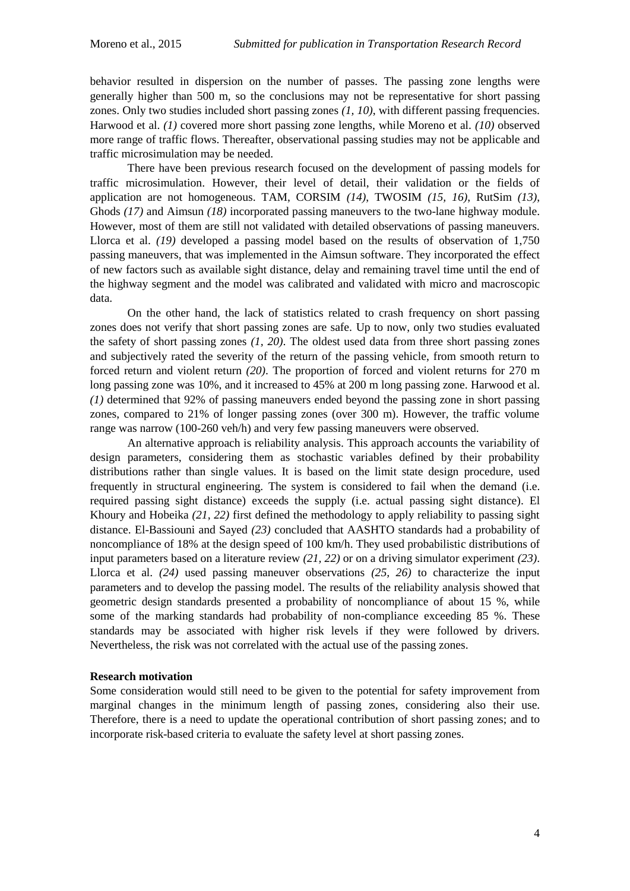behavior resulted in dispersion on the number of passes. The passing zone lengths were generally higher than 500 m, so the conclusions may not be representative for short passing zones. Only two studies included short passing zones *(1, 10)*, with different passing frequencies. Harwood et al. *(1)* covered more short passing zone lengths, while Moreno et al. *(10)* observed more range of traffic flows. Thereafter, observational passing studies may not be applicable and traffic microsimulation may be needed.

There have been previous research focused on the development of passing models for traffic microsimulation. However, their level of detail, their validation or the fields of application are not homogeneous. TAM, CORSIM *(14)*, TWOSIM *(15, 16)*, RutSim *(13)*, Ghods *(17)* and Aimsun *(18)* incorporated passing maneuvers to the two-lane highway module. However, most of them are still not validated with detailed observations of passing maneuvers. Llorca et al. *(19)* developed a passing model based on the results of observation of 1,750 passing maneuvers, that was implemented in the Aimsun software. They incorporated the effect of new factors such as available sight distance, delay and remaining travel time until the end of the highway segment and the model was calibrated and validated with micro and macroscopic data.

On the other hand, the lack of statistics related to crash frequency on short passing zones does not verify that short passing zones are safe. Up to now, only two studies evaluated the safety of short passing zones *(1, 20)*. The oldest used data from three short passing zones and subjectively rated the severity of the return of the passing vehicle, from smooth return to forced return and violent return *(20)*. The proportion of forced and violent returns for 270 m long passing zone was 10%, and it increased to 45% at 200 m long passing zone. Harwood et al. *(1)* determined that 92% of passing maneuvers ended beyond the passing zone in short passing zones, compared to 21% of longer passing zones (over 300 m). However, the traffic volume range was narrow (100-260 veh/h) and very few passing maneuvers were observed.

An alternative approach is reliability analysis. This approach accounts the variability of design parameters, considering them as stochastic variables defined by their probability distributions rather than single values. It is based on the limit state design procedure, used frequently in structural engineering. The system is considered to fail when the demand (i.e. required passing sight distance) exceeds the supply (i.e. actual passing sight distance). El Khoury and Hobeika *(21, 22)* first defined the methodology to apply reliability to passing sight distance. El-Bassiouni and Sayed *(23)* concluded that AASHTO standards had a probability of noncompliance of 18% at the design speed of 100 km/h. They used probabilistic distributions of input parameters based on a literature review *(21, 22)* or on a driving simulator experiment *(23)*. Llorca et al. *(24)* used passing maneuver observations *(25, 26)* to characterize the input parameters and to develop the passing model. The results of the reliability analysis showed that geometric design standards presented a probability of noncompliance of about 15 %, while some of the marking standards had probability of non-compliance exceeding 85 %. These standards may be associated with higher risk levels if they were followed by drivers. Nevertheless, the risk was not correlated with the actual use of the passing zones.

**Research motivation**

Some consideration would still need to be given to the potential for safety improvement from marginal changes in the minimum length of passing zones, considering also their use. Therefore, there is a need to update the operational contribution of short passing zones; and to incorporate risk-based criteria to evaluate the safety level at short passing zones.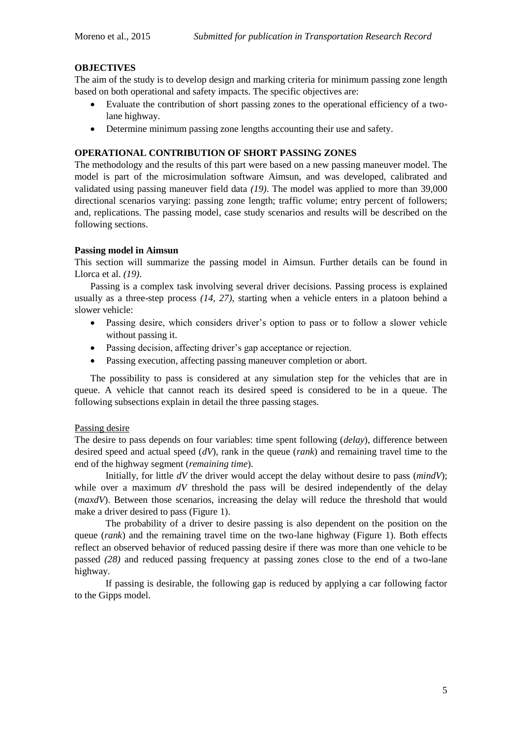## OBJECTIVES

The aim of the study is to develop design and marking criteria for minimum passing zone length based on both operational and safety impacts. The specific objectives are:

- Evaluate the contribution of short passing zones to the operational efficiency of a two-lane highway.
- Determine minimum passing zone lengths accounting their use and safety.

## OPERATIONAL CONTRIBUTION OF SHORT PASSING ZONES

The methodology and the results of this part were based on a new passing maneuver model. The model is part of the microsimulation software Aimsun, and was developed, calibrated and validated using passing maneuver field data *(19)*. The model was applied to more than 39,000 directional scenarios varying: passing zone length; traffic volume; entry percent of followers; and, replications. The passing model, case study scenarios and results will be described on the following sections.

### Passing model in Aimsun

This section will summarize the passing model in Aimsun. Further details can be found in Llorca et al. *(19)*.

Passing is a complex task involving several driver decisions. Passing process is explained usually as a three-step process *(14, 27)*, starting when a vehicle enters in a platoon behind a slower vehicle:

- Passing desire, which considers driver's option to pass or to follow a slower vehicle without passing it.
- Passing decision, affecting driver's gap acceptance or rejection.
- Passing execution, affecting passing maneuver completion or abort.

The possibility to pass is considered at any simulation step for the vehicles that are in queue. A vehicle that cannot reach its desired speed is considered to be in a queue. The following subsections explain in detail the three passing stages.

#### Passing desire

The desire to pass depends on four variables: time spent following (*delay*), difference between desired speed and actual speed (*dV*), rank in the queue (*rank*) and remaining travel time to the end of the highway segment (*remaining time*).

Initially, for little *dV* the driver would accept the delay without desire to pass (*mindV*); while over a maximum *dV* threshold the pass will be desired independently of the delay (*maxdV*). Between those scenarios, increasing the delay will reduce the threshold that would make a driver desired to pass (Figure 1).

The probability of a driver to desire passing is also dependent on the position on the queue (*rank*) and the remaining travel time on the two-lane highway (Figure 1). Both effects reflect an observed behavior of reduced passing desire if there was more than one vehicle to be passed *(28)* and reduced passing frequency at passing zones close to the end of a two-lane highway.

If passing is desirable, the following gap is reduced by applying a car following factor to the Gipps model.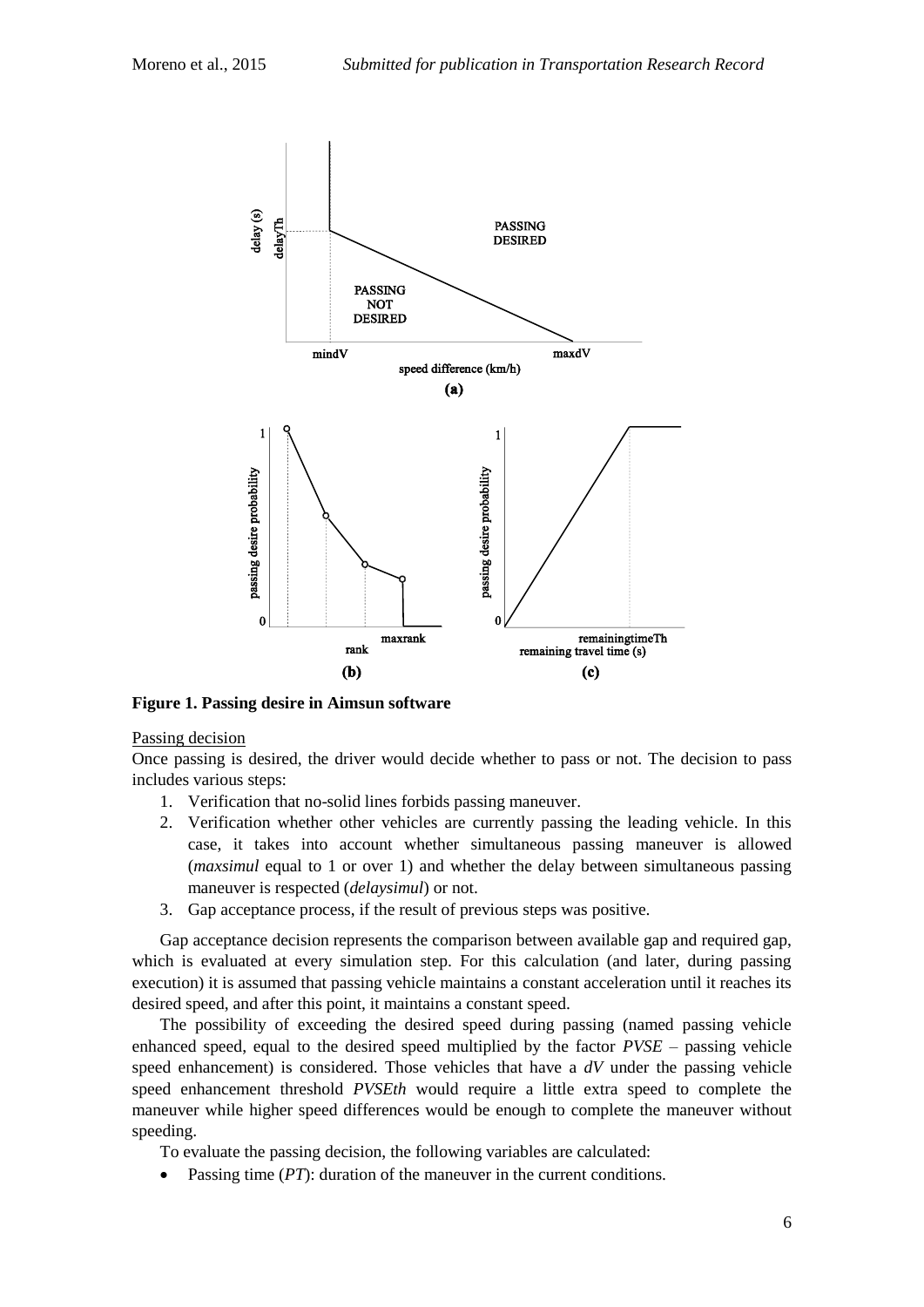**Figure 1. Passing desire in Aimsun software**

Passing decision

Once passing is desired, the driver would decide whether to pass or not. The decision to pass includes various steps:

1. Verification that no-solid lines forbids passing maneuver.
2. Verification whether other vehicles are currently passing the leading vehicle. In this case, it takes into account whether simultaneous passing maneuver is allowed (*maxsimul* equal to 1 or over 1) and whether the delay between simultaneous passing maneuver is respected (*delaysimul*) or not.
3. Gap acceptance process, if the result of previous steps was positive.

Gap acceptance decision represents the comparison between available gap and required gap, which is evaluated at every simulation step. For this calculation (and later, during passing execution) it is assumed that passing vehicle maintains a constant acceleration until it reaches its desired speed, and after this point, it maintains a constant speed.

The possibility of exceeding the desired speed during passing (named passing vehicle enhanced speed, equal to the desired speed multiplied by the factor *PVSE* – passing vehicle speed enhancement) is considered. Those vehicles that have a *dV* under the passing vehicle speed enhancement threshold *PVSEth* would require a little extra speed to complete the maneuver while higher speed differences would be enough to complete the maneuver without speeding.

To evaluate the passing decision, the following variables are calculated:

- Passing time (*PT*): duration of the maneuver in the current conditions.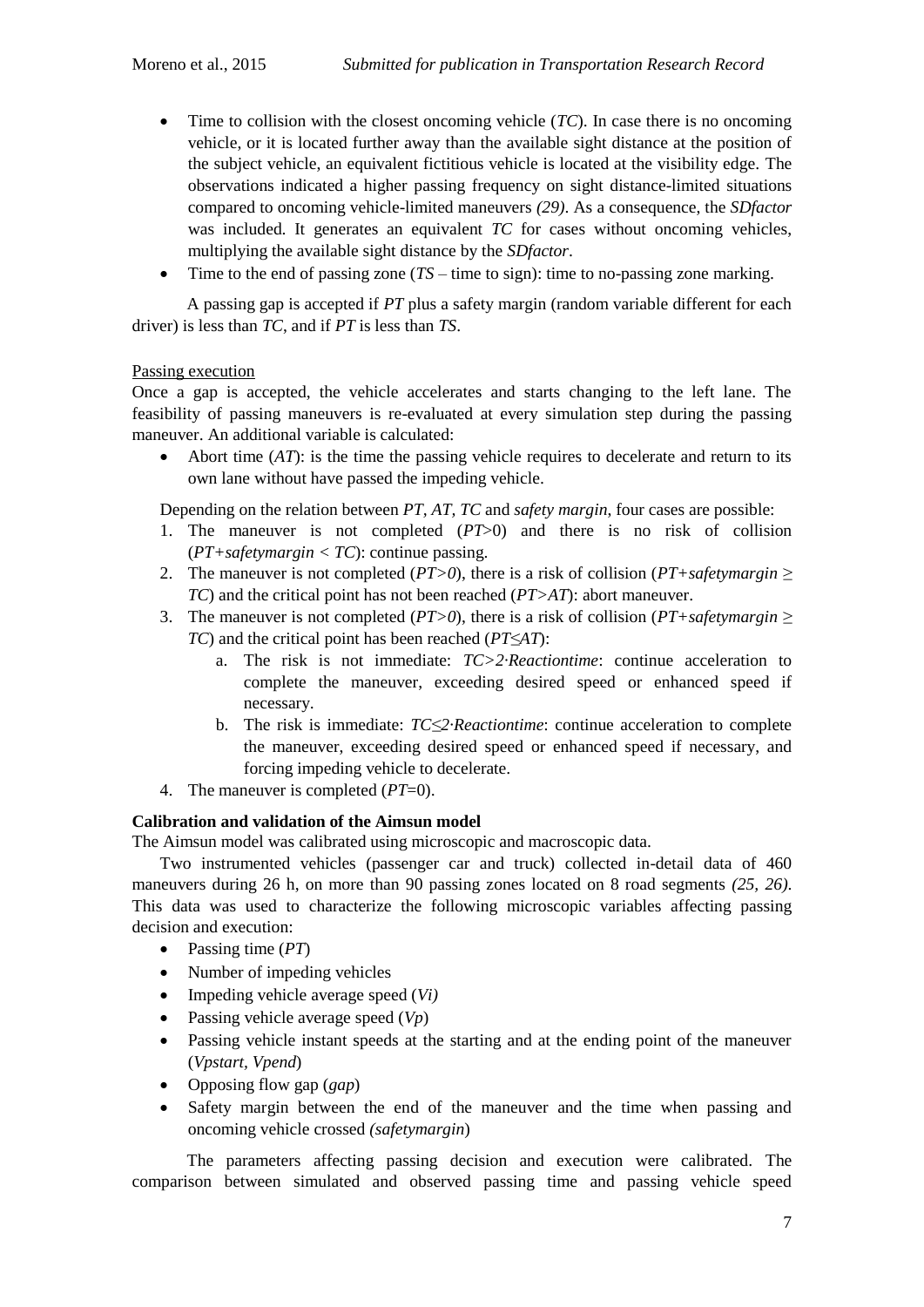- Time to collision with the closest oncoming vehicle (*TC*). In case there is no oncoming vehicle, or it is located further away than the available sight distance at the position of the subject vehicle, an equivalent fictitious vehicle is located at the visibility edge. The observations indicated a higher passing frequency on sight distance-limited situations compared to oncoming vehicle-limited maneuvers *(29)*. As a consequence, the *SDfactor* was included. It generates an equivalent *TC* for cases without oncoming vehicles, multiplying the available sight distance by the *SDfactor*.
- Time to the end of passing zone (*TS* – time to sign): time to no-passing zone marking.

A passing gap is accepted if *PT* plus a safety margin (random variable different for each driver) is less than *TC*, and if *PT* is less than *TS*.

Passing execution

Once a gap is accepted, the vehicle accelerates and starts changing to the left lane. The feasibility of passing maneuvers is re-evaluated at every simulation step during the passing maneuver. An additional variable is calculated:

- Abort time (*AT*): is the time the passing vehicle requires to decelerate and return to its own lane without have passed the impeding vehicle.

Depending on the relation between *PT, AT, TC* and *safety margin*, four cases are possible:

1. The maneuver is not completed ($PT>0$) and there is no risk of collision ($PT+safetymargin < TC$): continue passing.
2. The maneuver is not completed ($PT>0$), there is a risk of collision ($PT+safetymargin \geq TC$) and the critical point has not been reached ($PT>AT$): abort maneuver.
3. The maneuver is not completed ($PT>0$), there is a risk of collision ($PT+safetymargin \geq TC$) and the critical point has been reached ($PT \leq AT$):
   a. The risk is not immediate: $TC>2 \cdot Reactiontime$: continue acceleration to complete the maneuver, exceeding desired speed or enhanced speed if necessary.
   b. The risk is immediate: $TC \leq 2 \cdot Reactiontime$: continue acceleration to complete the maneuver, exceeding desired speed or enhanced speed if necessary, and forcing impeding vehicle to decelerate.
4. The maneuver is completed ($PT=0$).

**Calibration and validation of the Aimsun model**

The Aimsun model was calibrated using microscopic and macroscopic data.

Two instrumented vehicles (passenger car and truck) collected in-detail data of 460 maneuvers during 26 h, on more than 90 passing zones located on 8 road segments *(25, 26)*. This data was used to characterize the following microscopic variables affecting passing decision and execution:

- Passing time (*PT*)
- Number of impeding vehicles
- Impeding vehicle average speed (*Vi)*
- Passing vehicle average speed (*Vp*)
- Passing vehicle instant speeds at the starting and at the ending point of the maneuver (*Vpstart, Vpend*)
- Opposing flow gap (*gap*)
- Safety margin between the end of the maneuver and the time when passing and oncoming vehicle crossed *(safetymargin*)

The parameters affecting passing decision and execution were calibrated. The comparison between simulated and observed passing time and passing vehicle speed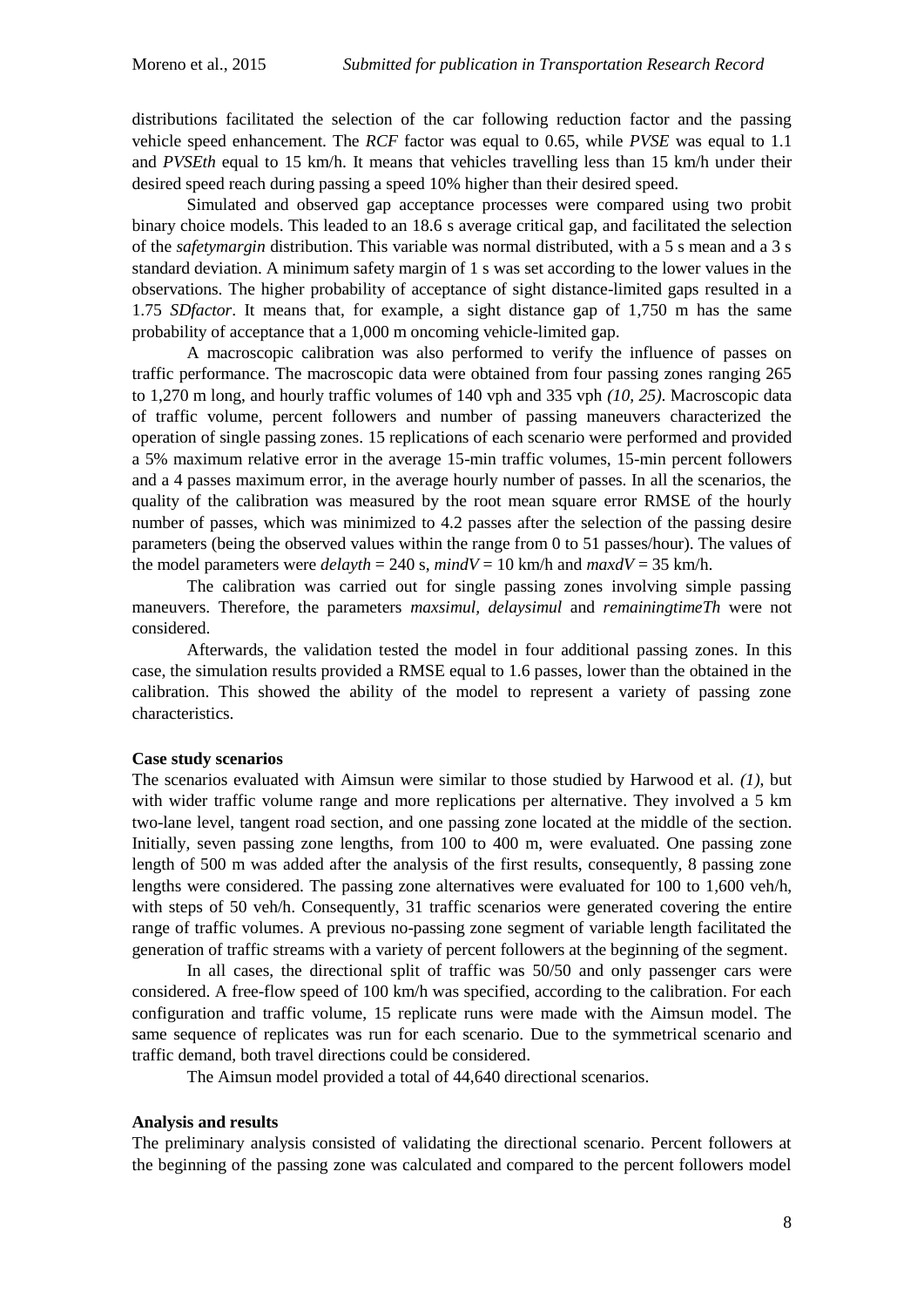distributions facilitated the selection of the car following reduction factor and the passing vehicle speed enhancement. The *RCF* factor was equal to 0.65, while *PVSE* was equal to 1.1 and *PVSEth* equal to 15 km/h. It means that vehicles travelling less than 15 km/h under their desired speed reach during passing a speed 10% higher than their desired speed.

Simulated and observed gap acceptance processes were compared using two probit binary choice models. This leaded to an 18.6 s average critical gap, and facilitated the selection of the *safetymargin* distribution. This variable was normal distributed, with a 5 s mean and a 3 s standard deviation. A minimum safety margin of 1 s was set according to the lower values in the observations. The higher probability of acceptance of sight distance-limited gaps resulted in a 1.75 *SDfactor*. It means that, for example, a sight distance gap of 1,750 m has the same probability of acceptance that a 1,000 m oncoming vehicle-limited gap.

A macroscopic calibration was also performed to verify the influence of passes on traffic performance. The macroscopic data were obtained from four passing zones ranging 265 to 1,270 m long, and hourly traffic volumes of 140 vph and 335 vph *(10, 25)*. Macroscopic data of traffic volume, percent followers and number of passing maneuvers characterized the operation of single passing zones. 15 replications of each scenario were performed and provided a 5% maximum relative error in the average 15-min traffic volumes, 15-min percent followers and a 4 passes maximum error, in the average hourly number of passes. In all the scenarios, the quality of the calibration was measured by the root mean square error RMSE of the hourly number of passes, which was minimized to 4.2 passes after the selection of the passing desire parameters (being the observed values within the range from 0 to 51 passes/hour). The values of the model parameters were *delayth* = 240 s, *mindV* = 10 km/h and *maxdV* = 35 km/h.

The calibration was carried out for single passing zones involving simple passing maneuvers. Therefore, the parameters *maxsimul, delaysimul* and *remainingtimeTh* were not considered.

Afterwards, the validation tested the model in four additional passing zones. In this case, the simulation results provided a RMSE equal to 1.6 passes, lower than the obtained in the calibration. This showed the ability of the model to represent a variety of passing zone characteristics.

**Case study scenarios**

The scenarios evaluated with Aimsun were similar to those studied by Harwood et al. *(1)*, but with wider traffic volume range and more replications per alternative. They involved a 5 km two-lane level, tangent road section, and one passing zone located at the middle of the section. Initially, seven passing zone lengths, from 100 to 400 m, were evaluated. One passing zone length of 500 m was added after the analysis of the first results, consequently, 8 passing zone lengths were considered. The passing zone alternatives were evaluated for 100 to 1,600 veh/h, with steps of 50 veh/h. Consequently, 31 traffic scenarios were generated covering the entire range of traffic volumes. A previous no-passing zone segment of variable length facilitated the generation of traffic streams with a variety of percent followers at the beginning of the segment.

In all cases, the directional split of traffic was 50/50 and only passenger cars were considered. A free-flow speed of 100 km/h was specified, according to the calibration. For each configuration and traffic volume, 15 replicate runs were made with the Aimsun model. The same sequence of replicates was run for each scenario. Due to the symmetrical scenario and traffic demand, both travel directions could be considered.

The Aimsun model provided a total of 44,640 directional scenarios.

**Analysis and results**

The preliminary analysis consisted of validating the directional scenario. Percent followers at the beginning of the passing zone was calculated and compared to the percent followers model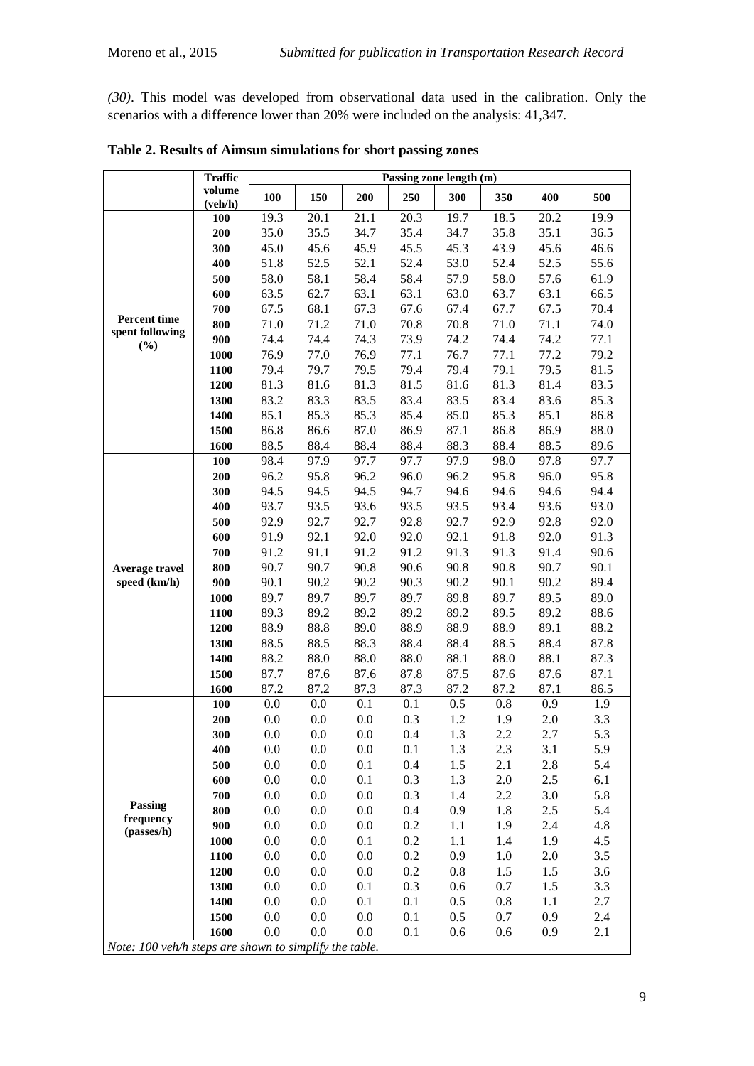*(30)*. This model was developed from observational data used in the calibration. Only the scenarios with a difference lower than 20% were included on the analysis: 41,347.

**Table 2. Results of Aimsun simulations for short passing zones**

| | Traffic volume (veh/h) | Passing zone length (m) | | | | | | | |
|---|---|---|---|---|---|---|---|---|---|
| | | 100 | 150 | 200 | 250 | 300 | 350 | 400 | 500 |
| **Percent time spent following (%)** | **100** | 19.3 | 20.1 | 21.1 | 20.3 | 19.7 | 18.5 | 20.2 | 19.9 |
| | **200** | 35.0 | 35.5 | 34.7 | 35.4 | 34.7 | 35.8 | 35.1 | 36.5 |
| | **300** | 45.0 | 45.6 | 45.9 | 45.5 | 45.3 | 43.9 | 45.6 | 46.6 |
| | **400** | 51.8 | 52.5 | 52.1 | 52.4 | 53.0 | 52.4 | 52.5 | 55.6 |
| | **500** | 58.0 | 58.1 | 58.4 | 58.4 | 57.9 | 58.0 | 57.6 | 61.9 |
| | **600** | 63.5 | 62.7 | 63.1 | 63.1 | 63.0 | 63.7 | 63.1 | 66.5 |
| | **700** | 67.5 | 68.1 | 67.3 | 67.6 | 67.4 | 67.7 | 67.5 | 70.4 |
| | **800** | 71.0 | 71.2 | 71.0 | 70.8 | 70.8 | 71.0 | 71.1 | 74.0 |
| | **900** | 74.4 | 74.4 | 74.3 | 73.9 | 74.2 | 74.4 | 74.2 | 77.1 |
| | **1000** | 76.9 | 77.0 | 76.9 | 77.1 | 76.7 | 77.1 | 77.2 | 79.2 |
| | **1100** | 79.4 | 79.7 | 79.5 | 79.4 | 79.4 | 79.1 | 79.5 | 81.5 |
| | **1200** | 81.3 | 81.6 | 81.3 | 81.5 | 81.6 | 81.3 | 81.4 | 83.5 |
| | **1300** | 83.2 | 83.3 | 83.5 | 83.4 | 83.5 | 83.4 | 83.6 | 85.3 |
| | **1400** | 85.1 | 85.3 | 85.3 | 85.4 | 85.0 | 85.3 | 85.1 | 86.8 |
| | **1500** | 86.8 | 86.6 | 87.0 | 86.9 | 87.1 | 86.8 | 86.9 | 88.0 |
| | **1600** | 88.5 | 88.4 | 88.4 | 88.4 | 88.3 | 88.4 | 88.5 | 89.6 |
| **Average travel speed (km/h)** | **100** | 98.4 | 97.9 | 97.7 | 97.7 | 97.9 | 98.0 | 97.8 | 97.7 |
| | **200** | 96.2 | 95.8 | 96.2 | 96.0 | 96.2 | 95.8 | 96.0 | 95.8 |
| | **300** | 94.5 | 94.5 | 94.5 | 94.7 | 94.6 | 94.6 | 94.6 | 94.4 |
| | **400** | 93.7 | 93.5 | 93.6 | 93.5 | 93.5 | 93.4 | 93.6 | 93.0 |
| | **500** | 92.9 | 92.7 | 92.7 | 92.8 | 92.7 | 92.9 | 92.8 | 92.0 |
| | **600** | 91.9 | 92.1 | 92.0 | 92.0 | 92.1 | 91.8 | 92.0 | 91.3 |
| | **700** | 91.2 | 91.1 | 91.2 | 91.2 | 91.3 | 91.3 | 91.4 | 90.6 |
| | **800** | 90.7 | 90.7 | 90.8 | 90.6 | 90.8 | 90.8 | 90.7 | 90.1 |
| | **900** | 90.1 | 90.2 | 90.2 | 90.3 | 90.2 | 90.1 | 90.2 | 89.4 |
| | **1000** | 89.7 | 89.7 | 89.7 | 89.7 | 89.8 | 89.7 | 89.5 | 89.0 |
| | **1100** | 89.3 | 89.2 | 89.2 | 89.2 | 89.2 | 89.5 | 89.2 | 88.6 |
| | **1200** | 88.9 | 88.8 | 89.0 | 88.9 | 88.9 | 88.9 | 89.1 | 88.2 |
| | **1300** | 88.5 | 88.5 | 88.3 | 88.4 | 88.4 | 88.5 | 88.4 | 87.8 |
| | **1400** | 88.2 | 88.0 | 88.0 | 88.0 | 88.1 | 88.0 | 88.1 | 87.3 |
| | **1500** | 87.7 | 87.6 | 87.6 | 87.8 | 87.5 | 87.6 | 87.6 | 87.1 |
| | **1600** | 87.2 | 87.2 | 87.3 | 87.3 | 87.2 | 87.2 | 87.1 | 86.5 |
| **Passing frequency (passes/h)** | **100** | 0.0 | 0.0 | 0.1 | 0.1 | 0.5 | 0.8 | 0.9 | 1.9 |
| | **200** | 0.0 | 0.0 | 0.0 | 0.3 | 1.2 | 1.9 | 2.0 | 3.3 |
| | **300** | 0.0 | 0.0 | 0.0 | 0.4 | 1.3 | 2.2 | 2.7 | 5.3 |
| | **400** | 0.0 | 0.0 | 0.0 | 0.1 | 1.3 | 2.3 | 3.1 | 5.9 |
| | **500** | 0.0 | 0.0 | 0.1 | 0.4 | 1.5 | 2.1 | 2.8 | 5.4 |
| | **600** | 0.0 | 0.0 | 0.1 | 0.3 | 1.3 | 2.0 | 2.5 | 6.1 |
| | **700** | 0.0 | 0.0 | 0.0 | 0.3 | 1.4 | 2.2 | 3.0 | 5.8 |
| | **800** | 0.0 | 0.0 | 0.0 | 0.4 | 0.9 | 1.8 | 2.5 | 5.4 |
| | **900** | 0.0 | 0.0 | 0.0 | 0.2 | 1.1 | 1.9 | 2.4 | 4.8 |
| | **1000** | 0.0 | 0.0 | 0.1 | 0.2 | 1.1 | 1.4 | 1.9 | 4.5 |
| | **1100** | 0.0 | 0.0 | 0.0 | 0.2 | 0.9 | 1.0 | 2.0 | 3.5 |
| | **1200** | 0.0 | 0.0 | 0.0 | 0.2 | 0.8 | 1.5 | 1.5 | 3.6 |
| | **1300** | 0.0 | 0.0 | 0.1 | 0.3 | 0.6 | 0.7 | 1.5 | 3.3 |
| | **1400** | 0.0 | 0.0 | 0.1 | 0.1 | 0.5 | 0.8 | 1.1 | 2.7 |
| | **1500** | 0.0 | 0.0 | 0.0 | 0.1 | 0.5 | 0.7 | 0.9 | 2.4 |
| | **1600** | 0.0 | 0.0 | 0.0 | 0.1 | 0.6 | 0.6 | 0.9 | 2.1 |

*Note: 100 veh/h steps are shown to simplify the table.*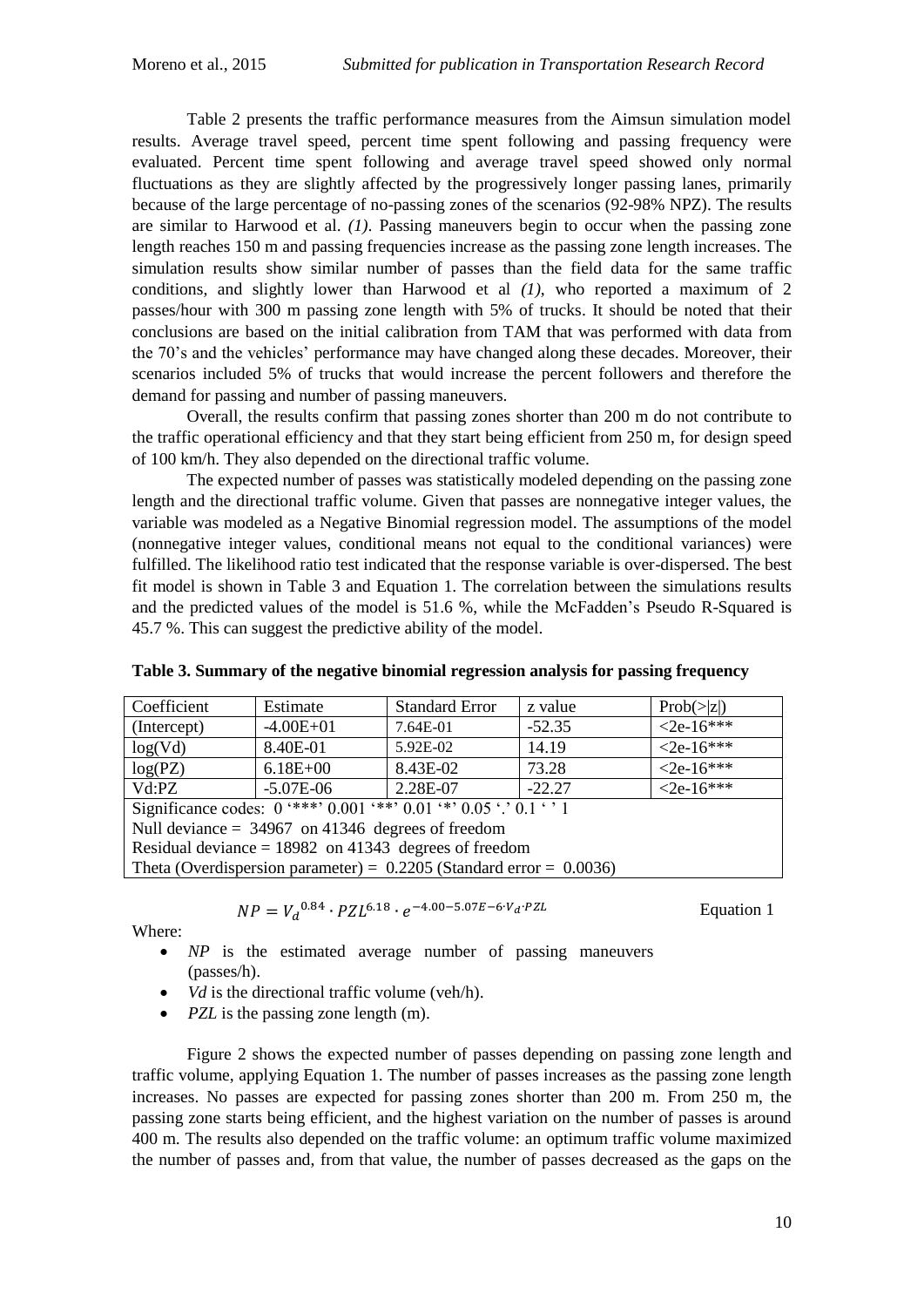Table 2 presents the traffic performance measures from the Aimsun simulation model results. Average travel speed, percent time spent following and passing frequency were evaluated. Percent time spent following and average travel speed showed only normal fluctuations as they are slightly affected by the progressively longer passing lanes, primarily because of the large percentage of no-passing zones of the scenarios (92-98% NPZ). The results are similar to Harwood et al. *(1)*. Passing maneuvers begin to occur when the passing zone length reaches 150 m and passing frequencies increase as the passing zone length increases. The simulation results show similar number of passes than the field data for the same traffic conditions, and slightly lower than Harwood et al *(1)*, who reported a maximum of 2 passes/hour with 300 m passing zone length with 5% of trucks. It should be noted that their conclusions are based on the initial calibration from TAM that was performed with data from the 70's and the vehicles' performance may have changed along these decades. Moreover, their scenarios included 5% of trucks that would increase the percent followers and therefore the demand for passing and number of passing maneuvers.

Overall, the results confirm that passing zones shorter than 200 m do not contribute to the traffic operational efficiency and that they start being efficient from 250 m, for design speed of 100 km/h. They also depended on the directional traffic volume.

The expected number of passes was statistically modeled depending on the passing zone length and the directional traffic volume. Given that passes are nonnegative integer values, the variable was modeled as a Negative Binomial regression model. The assumptions of the model (nonnegative integer values, conditional means not equal to the conditional variances) were fulfilled. The likelihood ratio test indicated that the response variable is over-dispersed. The best fit model is shown in Table 3 and Equation 1. The correlation between the simulations results and the predicted values of the model is 51.6 %, while the McFadden's Pseudo R-Squared is 45.7 %. This can suggest the predictive ability of the model.

**Table 3. Summary of the negative binomial regression analysis for passing frequency**

| Coefficient | Estimate | Standard Error | z value | Prob(>\|z\|) |
|---|---|---|---|---|
| (Intercept) | -4.00E+01 | 7.64E-01 | -52.35 | <2e-16*** |
| log(Vd) | 8.40E-01 | 5.92E-02 | 14.19 | <2e-16*** |
| log(PZ) | 6.18E+00 | 8.43E-02 | 73.28 | <2e-16*** |
| Vd:PZ | -5.07E-06 | 2.28E-07 | -22.27 | <2e-16*** |
| Significance codes: 0 '\*\*\*' 0.001 '\*\*' 0.01 '\*' 0.05 '.' 0.1 ' ' 1 | | | | |
| Null deviance = 34967 on 41346 degrees of freedom | | | | |
| Residual deviance = 18982 on 41343 degrees of freedom | | | | |
| Theta (Overdispersion parameter) = 0.2205 (Standard error = 0.0036) | | | | |

$$NP = V_d^{0.84} \cdot PZL^{6.18} \cdot e^{-4.00-5.07E-6 \cdot V_d \cdot PZL} \qquad \text{Equation 1}$$

Where:

- *NP* is the estimated average number of passing maneuvers (passes/h).
- *Vd* is the directional traffic volume (veh/h).
- *PZL* is the passing zone length (m).

Figure 2 shows the expected number of passes depending on passing zone length and traffic volume, applying Equation 1. The number of passes increases as the passing zone length increases. No passes are expected for passing zones shorter than 200 m. From 250 m, the passing zone starts being efficient, and the highest variation on the number of passes is around 400 m. The results also depended on the traffic volume: an optimum traffic volume maximized the number of passes and, from that value, the number of passes decreased as the gaps on the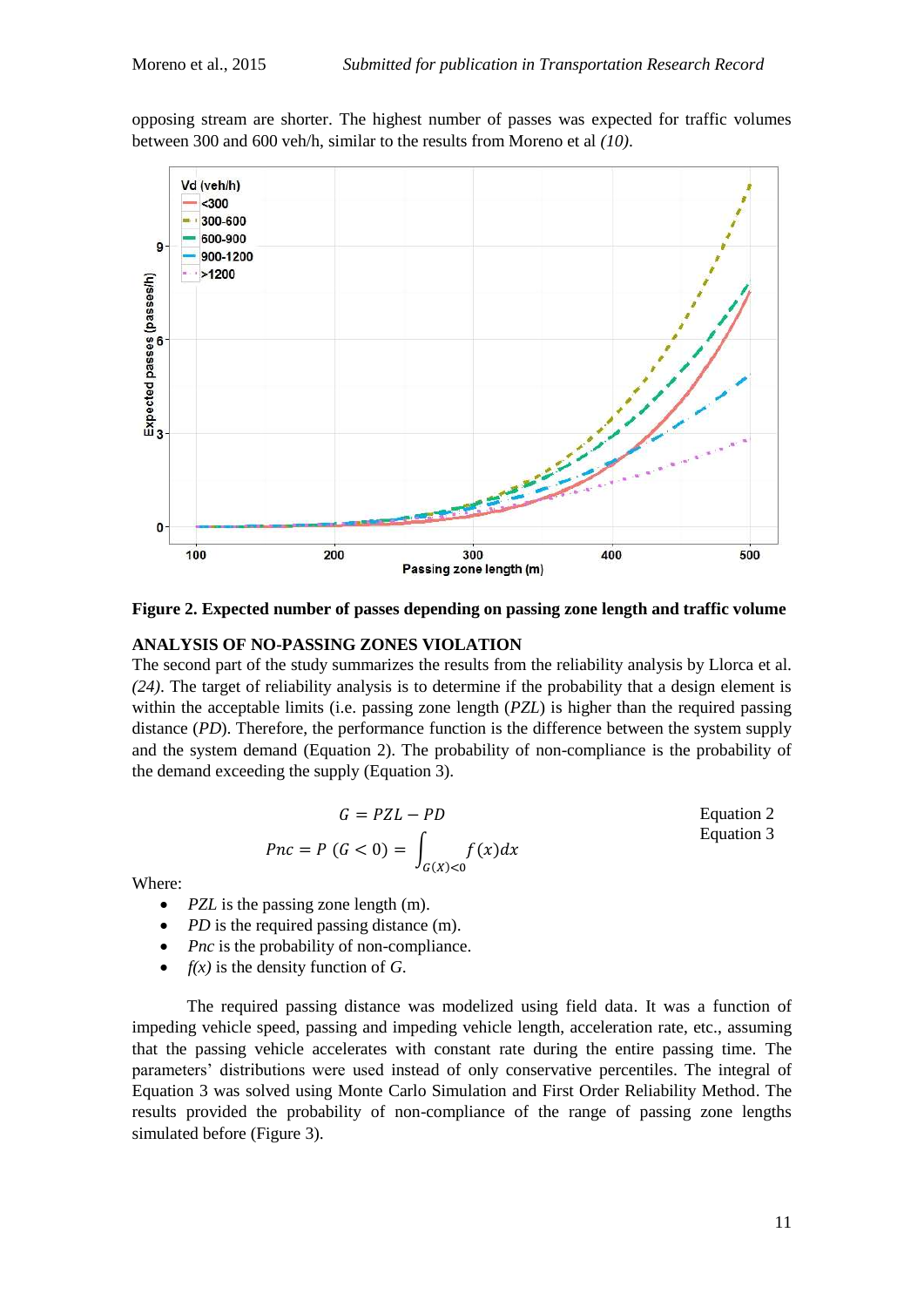opposing stream are shorter. The highest number of passes was expected for traffic volumes between 300 and 600 veh/h, similar to the results from Moreno et al *(10)*.

**Figure 2. Expected number of passes depending on passing zone length and traffic volume**

## ANALYSIS OF NO-PASSING ZONES VIOLATION

The second part of the study summarizes the results from the reliability analysis by Llorca et al. *(24)*. The target of reliability analysis is to determine if the probability that a design element is within the acceptable limits (i.e. passing zone length (*PZL*) is higher than the required passing distance (*PD*). Therefore, the performance function is the difference between the system supply and the system demand (Equation 2). The probability of non-compliance is the probability of the demand exceeding the supply (Equation 3).

$$G = PZL - PD \qquad \text{Equation 2}$$

$$Pnc = P\,(G < 0) = \int_{G(X)<0} f(x)dx \qquad \text{Equation 3}$$

Where:

- *PZL* is the passing zone length (m).
- *PD* is the required passing distance (m).
- *Pnc* is the probability of non-compliance.
- *f(x)* is the density function of *G*.

The required passing distance was modelized using field data. It was a function of impeding vehicle speed, passing and impeding vehicle length, acceleration rate, etc., assuming that the passing vehicle accelerates with constant rate during the entire passing time. The parameters' distributions were used instead of only conservative percentiles. The integral of Equation 3 was solved using Monte Carlo Simulation and First Order Reliability Method. The results provided the probability of non-compliance of the range of passing zone lengths simulated before (Figure 3).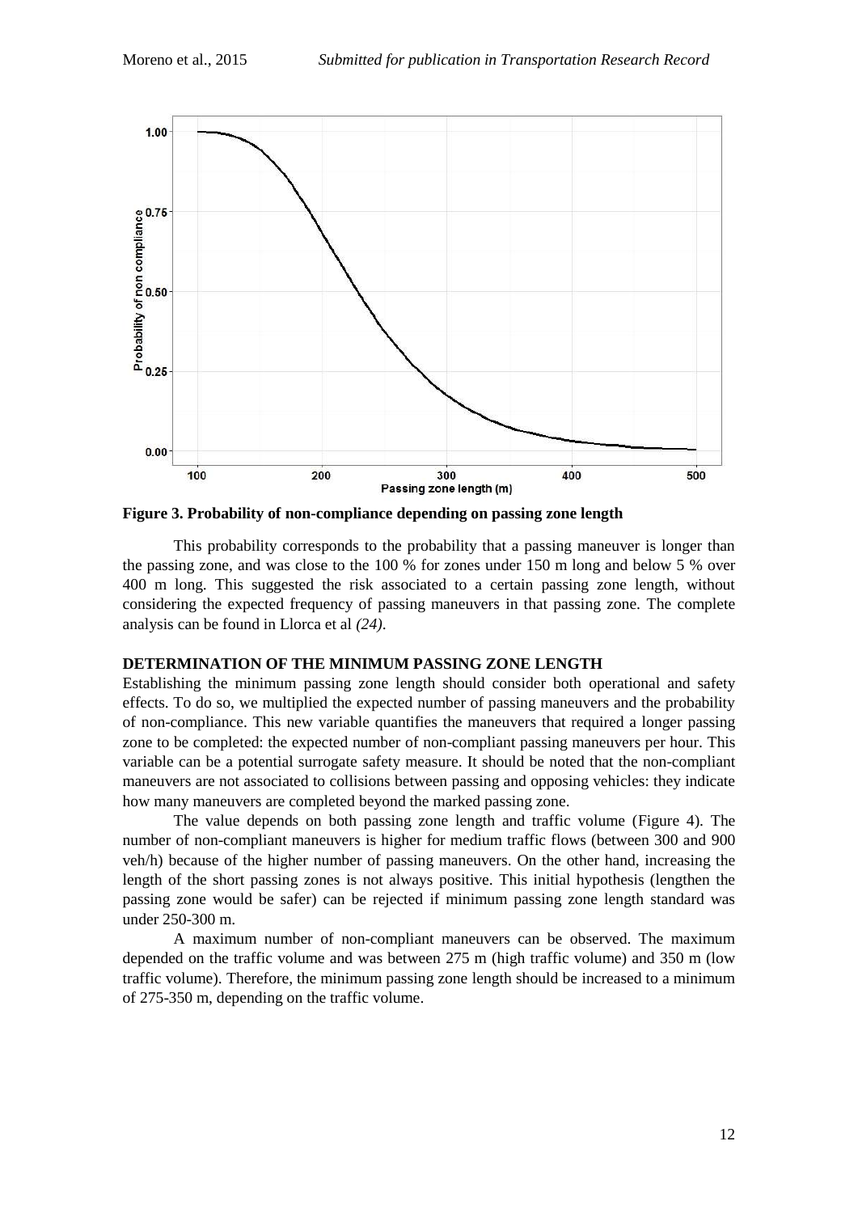**Figure 3. Probability of non-compliance depending on passing zone length**

This probability corresponds to the probability that a passing maneuver is longer than the passing zone, and was close to the 100 % for zones under 150 m long and below 5 % over 400 m long. This suggested the risk associated to a certain passing zone length, without considering the expected frequency of passing maneuvers in that passing zone. The complete analysis can be found in Llorca et al *(24)*.

## DETERMINATION OF THE MINIMUM PASSING ZONE LENGTH

Establishing the minimum passing zone length should consider both operational and safety effects. To do so, we multiplied the expected number of passing maneuvers and the probability of non-compliance. This new variable quantifies the maneuvers that required a longer passing zone to be completed: the expected number of non-compliant passing maneuvers per hour. This variable can be a potential surrogate safety measure. It should be noted that the non-compliant maneuvers are not associated to collisions between passing and opposing vehicles: they indicate how many maneuvers are completed beyond the marked passing zone.

The value depends on both passing zone length and traffic volume (Figure 4). The number of non-compliant maneuvers is higher for medium traffic flows (between 300 and 900 veh/h) because of the higher number of passing maneuvers. On the other hand, increasing the length of the short passing zones is not always positive. This initial hypothesis (lengthen the passing zone would be safer) can be rejected if minimum passing zone length standard was under 250-300 m.

A maximum number of non-compliant maneuvers can be observed. The maximum depended on the traffic volume and was between 275 m (high traffic volume) and 350 m (low traffic volume). Therefore, the minimum passing zone length should be increased to a minimum of 275-350 m, depending on the traffic volume.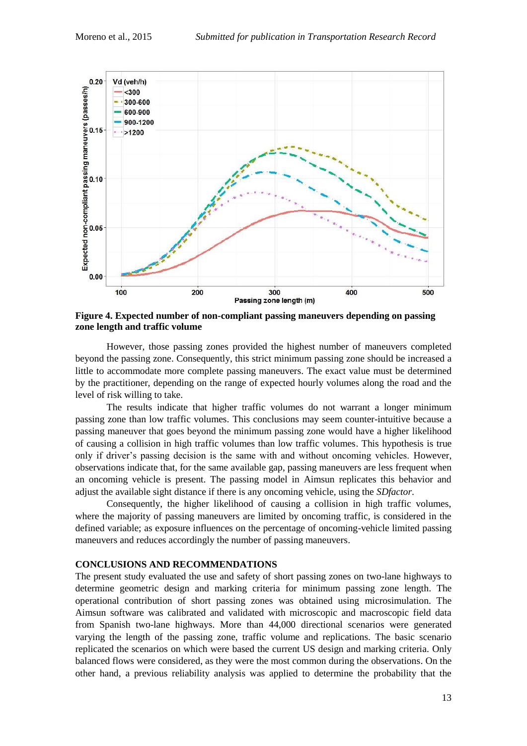**Figure 4. Expected number of non-compliant passing maneuvers depending on passing zone length and traffic volume**

However, those passing zones provided the highest number of maneuvers completed beyond the passing zone. Consequently, this strict minimum passing zone should be increased a little to accommodate more complete passing maneuvers. The exact value must be determined by the practitioner, depending on the range of expected hourly volumes along the road and the level of risk willing to take.

The results indicate that higher traffic volumes do not warrant a longer minimum passing zone than low traffic volumes. This conclusions may seem counter-intuitive because a passing maneuver that goes beyond the minimum passing zone would have a higher likelihood of causing a collision in high traffic volumes than low traffic volumes. This hypothesis is true only if driver's passing decision is the same with and without oncoming vehicles. However, observations indicate that, for the same available gap, passing maneuvers are less frequent when an oncoming vehicle is present. The passing model in Aimsun replicates this behavior and adjust the available sight distance if there is any oncoming vehicle, using the *SDfactor*.

Consequently, the higher likelihood of causing a collision in high traffic volumes, where the majority of passing maneuvers are limited by oncoming traffic, is considered in the defined variable; as exposure influences on the percentage of oncoming-vehicle limited passing maneuvers and reduces accordingly the number of passing maneuvers.

## CONCLUSIONS AND RECOMMENDATIONS

The present study evaluated the use and safety of short passing zones on two-lane highways to determine geometric design and marking criteria for minimum passing zone length. The operational contribution of short passing zones was obtained using microsimulation. The Aimsun software was calibrated and validated with microscopic and macroscopic field data from Spanish two-lane highways. More than 44,000 directional scenarios were generated varying the length of the passing zone, traffic volume and replications. The basic scenario replicated the scenarios on which were based the current US design and marking criteria. Only balanced flows were considered, as they were the most common during the observations. On the other hand, a previous reliability analysis was applied to determine the probability that the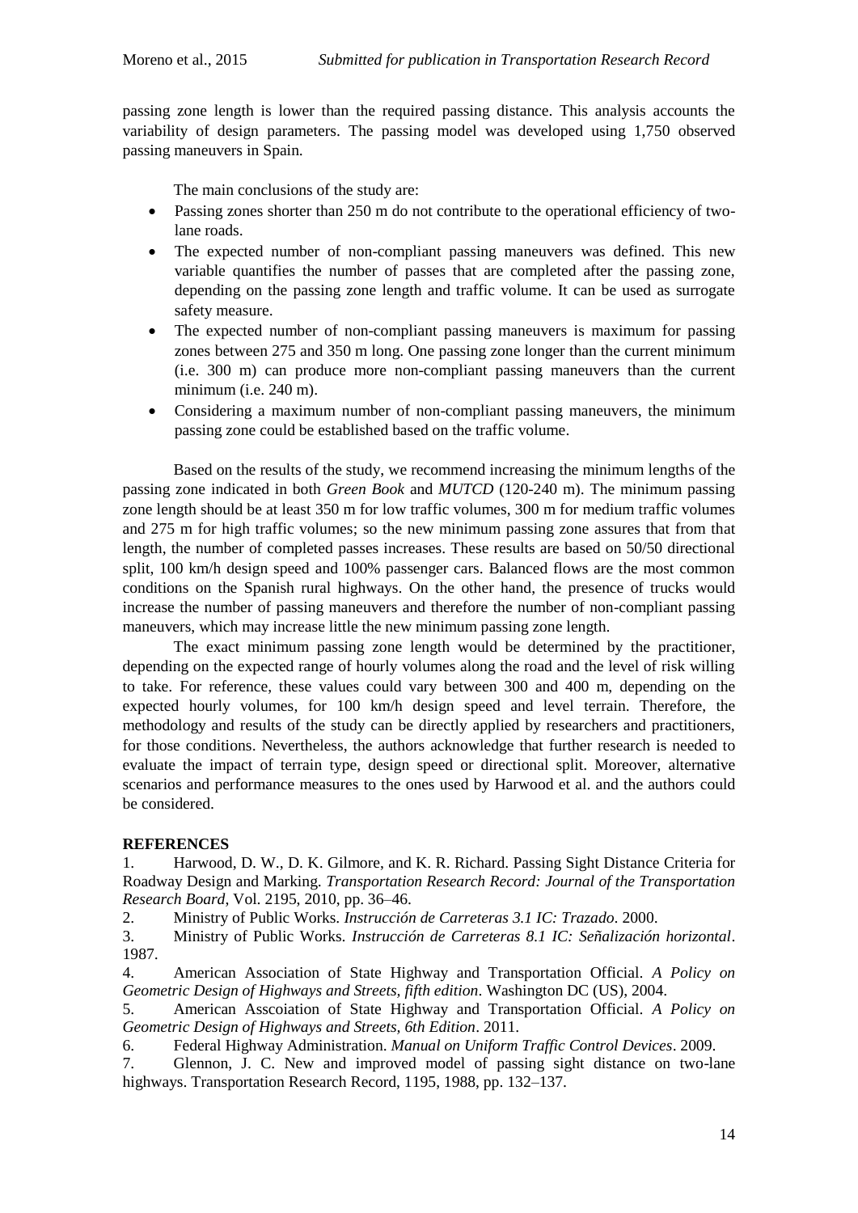passing zone length is lower than the required passing distance. This analysis accounts the variability of design parameters. The passing model was developed using 1,750 observed passing maneuvers in Spain.

The main conclusions of the study are:

- Passing zones shorter than 250 m do not contribute to the operational efficiency of two-lane roads.
- The expected number of non-compliant passing maneuvers was defined. This new variable quantifies the number of passes that are completed after the passing zone, depending on the passing zone length and traffic volume. It can be used as surrogate safety measure.
- The expected number of non-compliant passing maneuvers is maximum for passing zones between 275 and 350 m long. One passing zone longer than the current minimum (i.e. 300 m) can produce more non-compliant passing maneuvers than the current minimum (i.e. 240 m).
- Considering a maximum number of non-compliant passing maneuvers, the minimum passing zone could be established based on the traffic volume.

Based on the results of the study, we recommend increasing the minimum lengths of the passing zone indicated in both *Green Book* and *MUTCD* (120-240 m). The minimum passing zone length should be at least 350 m for low traffic volumes, 300 m for medium traffic volumes and 275 m for high traffic volumes; so the new minimum passing zone assures that from that length, the number of completed passes increases. These results are based on 50/50 directional split, 100 km/h design speed and 100% passenger cars. Balanced flows are the most common conditions on the Spanish rural highways. On the other hand, the presence of trucks would increase the number of passing maneuvers and therefore the number of non-compliant passing maneuvers, which may increase little the new minimum passing zone length.

The exact minimum passing zone length would be determined by the practitioner, depending on the expected range of hourly volumes along the road and the level of risk willing to take. For reference, these values could vary between 300 and 400 m, depending on the expected hourly volumes, for 100 km/h design speed and level terrain. Therefore, the methodology and results of the study can be directly applied by researchers and practitioners, for those conditions. Nevertheless, the authors acknowledge that further research is needed to evaluate the impact of terrain type, design speed or directional split. Moreover, alternative scenarios and performance measures to the ones used by Harwood et al. and the authors could be considered.

## REFERENCES

1. Harwood, D. W., D. K. Gilmore, and K. R. Richard. Passing Sight Distance Criteria for Roadway Design and Marking. *Transportation Research Record: Journal of the Transportation Research Board*, Vol. 2195, 2010, pp. 36–46.
2. Ministry of Public Works. *Instrucción de Carreteras 3.1 IC: Trazado*. 2000.
3. Ministry of Public Works. *Instrucción de Carreteras 8.1 IC: Señalización horizontal*. 1987.
4. American Association of State Highway and Transportation Official. *A Policy on Geometric Design of Highways and Streets, fifth edition*. Washington DC (US), 2004.
5. American Asscoiation of State Highway and Transportation Official. *A Policy on Geometric Design of Highways and Streets, 6th Edition*. 2011.
6. Federal Highway Administration. *Manual on Uniform Traffic Control Devices*. 2009.
7. Glennon, J. C. New and improved model of passing sight distance on two-lane highways. Transportation Research Record, 1195, 1988, pp. 132–137.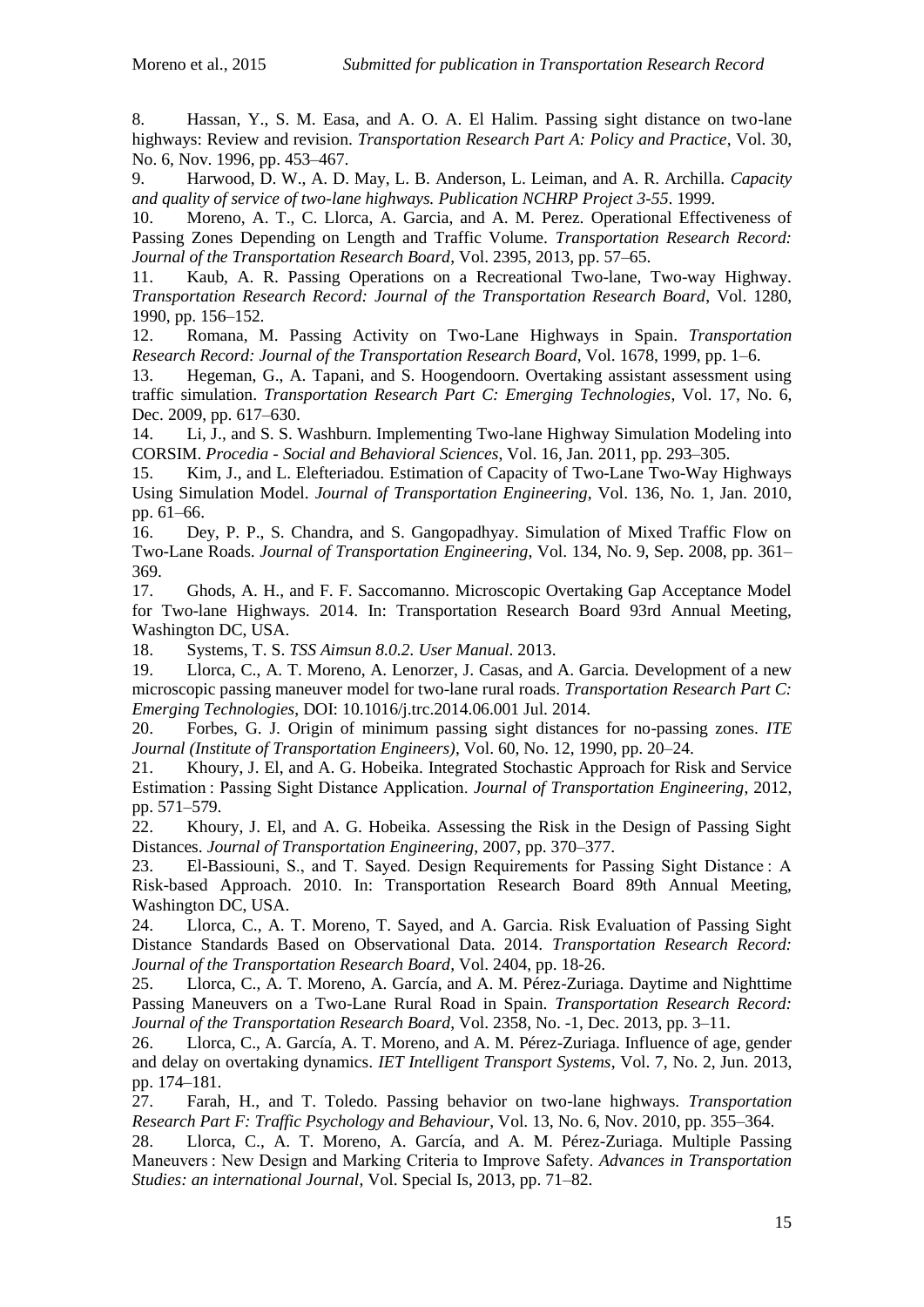8. Hassan, Y., S. M. Easa, and A. O. A. El Halim. Passing sight distance on two-lane highways: Review and revision. *Transportation Research Part A: Policy and Practice*, Vol. 30, No. 6, Nov. 1996, pp. 453–467.

9. Harwood, D. W., A. D. May, L. B. Anderson, L. Leiman, and A. R. Archilla. *Capacity and quality of service of two-lane highways. Publication NCHRP Project 3-55*. 1999.

10. Moreno, A. T., C. Llorca, A. Garcia, and A. M. Perez. Operational Effectiveness of Passing Zones Depending on Length and Traffic Volume. *Transportation Research Record: Journal of the Transportation Research Board*, Vol. 2395, 2013, pp. 57–65.

11. Kaub, A. R. Passing Operations on a Recreational Two-lane, Two-way Highway. *Transportation Research Record: Journal of the Transportation Research Board*, Vol. 1280, 1990, pp. 156–152.

12. Romana, M. Passing Activity on Two-Lane Highways in Spain. *Transportation Research Record: Journal of the Transportation Research Board*, Vol. 1678, 1999, pp. 1–6.

13. Hegeman, G., A. Tapani, and S. Hoogendoorn. Overtaking assistant assessment using traffic simulation. *Transportation Research Part C: Emerging Technologies*, Vol. 17, No. 6, Dec. 2009, pp. 617–630.

14. Li, J., and S. S. Washburn. Implementing Two-lane Highway Simulation Modeling into CORSIM. *Procedia - Social and Behavioral Sciences*, Vol. 16, Jan. 2011, pp. 293–305.

15. Kim, J., and L. Elefteriadou. Estimation of Capacity of Two-Lane Two-Way Highways Using Simulation Model. *Journal of Transportation Engineering*, Vol. 136, No. 1, Jan. 2010, pp. 61–66.

16. Dey, P. P., S. Chandra, and S. Gangopadhyay. Simulation of Mixed Traffic Flow on Two-Lane Roads. *Journal of Transportation Engineering*, Vol. 134, No. 9, Sep. 2008, pp. 361–369.

17. Ghods, A. H., and F. F. Saccomanno. Microscopic Overtaking Gap Acceptance Model for Two-lane Highways. 2014. In: Transportation Research Board 93rd Annual Meeting, Washington DC, USA.

18. Systems, T. S. *TSS Aimsun 8.0.2. User Manual*. 2013.

19. Llorca, C., A. T. Moreno, A. Lenorzer, J. Casas, and A. Garcia. Development of a new microscopic passing maneuver model for two-lane rural roads. *Transportation Research Part C: Emerging Technologies*, DOI: 10.1016/j.trc.2014.06.001 Jul. 2014.

20. Forbes, G. J. Origin of minimum passing sight distances for no-passing zones. *ITE Journal (Institute of Transportation Engineers)*, Vol. 60, No. 12, 1990, pp. 20–24.

21. Khoury, J. El, and A. G. Hobeika. Integrated Stochastic Approach for Risk and Service Estimation : Passing Sight Distance Application. *Journal of Transportation Engineering*, 2012, pp. 571–579.

22. Khoury, J. El, and A. G. Hobeika. Assessing the Risk in the Design of Passing Sight Distances. *Journal of Transportation Engineering*, 2007, pp. 370–377.

23. El-Bassiouni, S., and T. Sayed. Design Requirements for Passing Sight Distance : A Risk-based Approach. 2010. In: Transportation Research Board 89th Annual Meeting, Washington DC, USA.

24. Llorca, C., A. T. Moreno, T. Sayed, and A. Garcia. Risk Evaluation of Passing Sight Distance Standards Based on Observational Data. 2014. *Transportation Research Record: Journal of the Transportation Research Board*, Vol. 2404, pp. 18-26.

25. Llorca, C., A. T. Moreno, A. García, and A. M. Pérez-Zuriaga. Daytime and Nighttime Passing Maneuvers on a Two-Lane Rural Road in Spain. *Transportation Research Record: Journal of the Transportation Research Board*, Vol. 2358, No. -1, Dec. 2013, pp. 3–11.

26. Llorca, C., A. García, A. T. Moreno, and A. M. Pérez-Zuriaga. Influence of age, gender and delay on overtaking dynamics. *IET Intelligent Transport Systems*, Vol. 7, No. 2, Jun. 2013, pp. 174–181.

27. Farah, H., and T. Toledo. Passing behavior on two-lane highways. *Transportation Research Part F: Traffic Psychology and Behaviour*, Vol. 13, No. 6, Nov. 2010, pp. 355–364.

28. Llorca, C., A. T. Moreno, A. García, and A. M. Pérez-Zuriaga. Multiple Passing Maneuvers : New Design and Marking Criteria to Improve Safety. *Advances in Transportation Studies: an international Journal*, Vol. Special Is, 2013, pp. 71–82.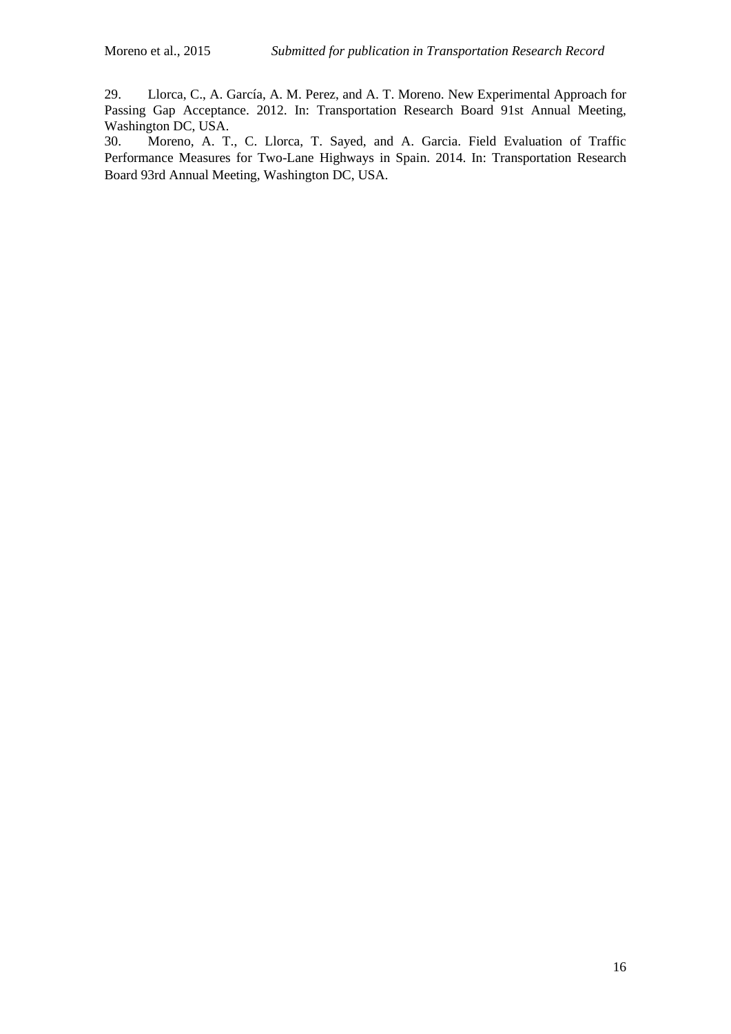29. Llorca, C., A. García, A. M. Perez, and A. T. Moreno. New Experimental Approach for Passing Gap Acceptance. 2012. In: Transportation Research Board 91st Annual Meeting, Washington DC, USA.

30. Moreno, A. T., C. Llorca, T. Sayed, and A. Garcia. Field Evaluation of Traffic Performance Measures for Two-Lane Highways in Spain. 2014. In: Transportation Research Board 93rd Annual Meeting, Washington DC, USA.